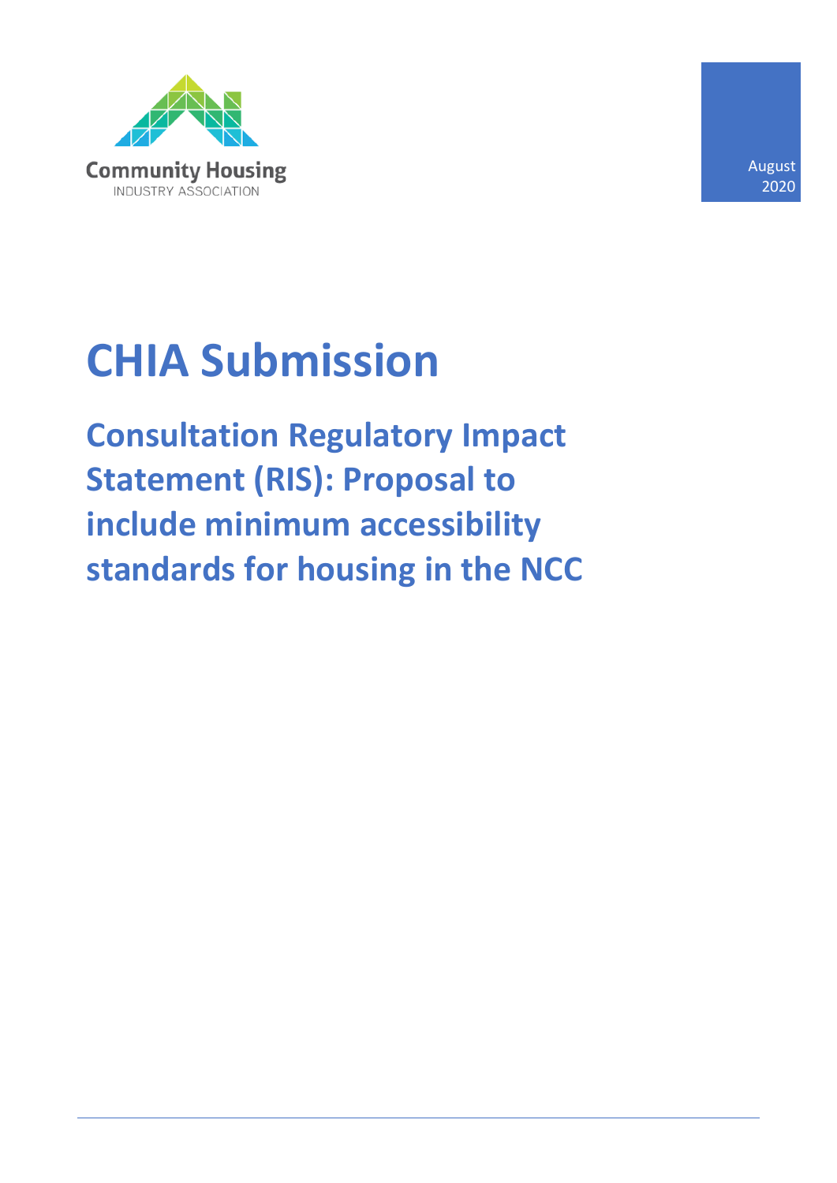Community Housing
INDUSTRY ASSOCIATION

August 2020

# CHIA Submission

## Consultation Regulatory Impact Statement (RIS): Proposal to include minimum accessibility standards for housing in the NCC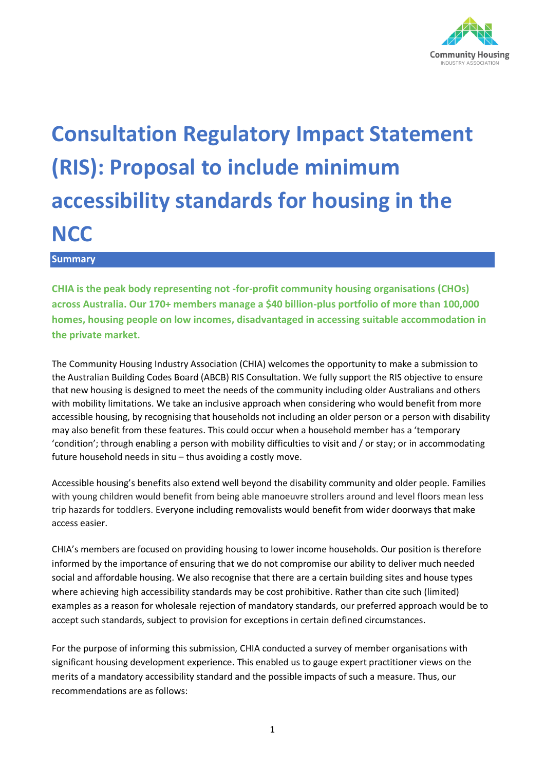# Consultation Regulatory Impact Statement (RIS): Proposal to include minimum accessibility standards for housing in the NCC

## Summary

**CHIA is the peak body representing not -for-profit community housing organisations (CHOs) across Australia. Our 170+ members manage a $40 billion-plus portfolio of more than 100,000 homes, housing people on low incomes, disadvantaged in accessing suitable accommodation in the private market.**

The Community Housing Industry Association (CHIA) welcomes the opportunity to make a submission to the Australian Building Codes Board (ABCB) RIS Consultation. We fully support the RIS objective to ensure that new housing is designed to meet the needs of the community including older Australians and others with mobility limitations. We take an inclusive approach when considering who would benefit from more accessible housing, by recognising that households not including an older person or a person with disability may also benefit from these features. This could occur when a household member has a 'temporary 'condition'; through enabling a person with mobility difficulties to visit and / or stay; or in accommodating future household needs in situ – thus avoiding a costly move.

Accessible housing's benefits also extend well beyond the disability community and older people. Families with young children would benefit from being able manoeuvre strollers around and level floors mean less trip hazards for toddlers. Everyone including removalists would benefit from wider doorways that make access easier.

CHIA's members are focused on providing housing to lower income households. Our position is therefore informed by the importance of ensuring that we do not compromise our ability to deliver much needed social and affordable housing. We also recognise that there are a certain building sites and house types where achieving high accessibility standards may be cost prohibitive. Rather than cite such (limited) examples as a reason for wholesale rejection of mandatory standards, our preferred approach would be to accept such standards, subject to provision for exceptions in certain defined circumstances.

For the purpose of informing this submission, CHIA conducted a survey of member organisations with significant housing development experience. This enabled us to gauge expert practitioner views on the merits of a mandatory accessibility standard and the possible impacts of such a measure. Thus, our recommendations are as follows: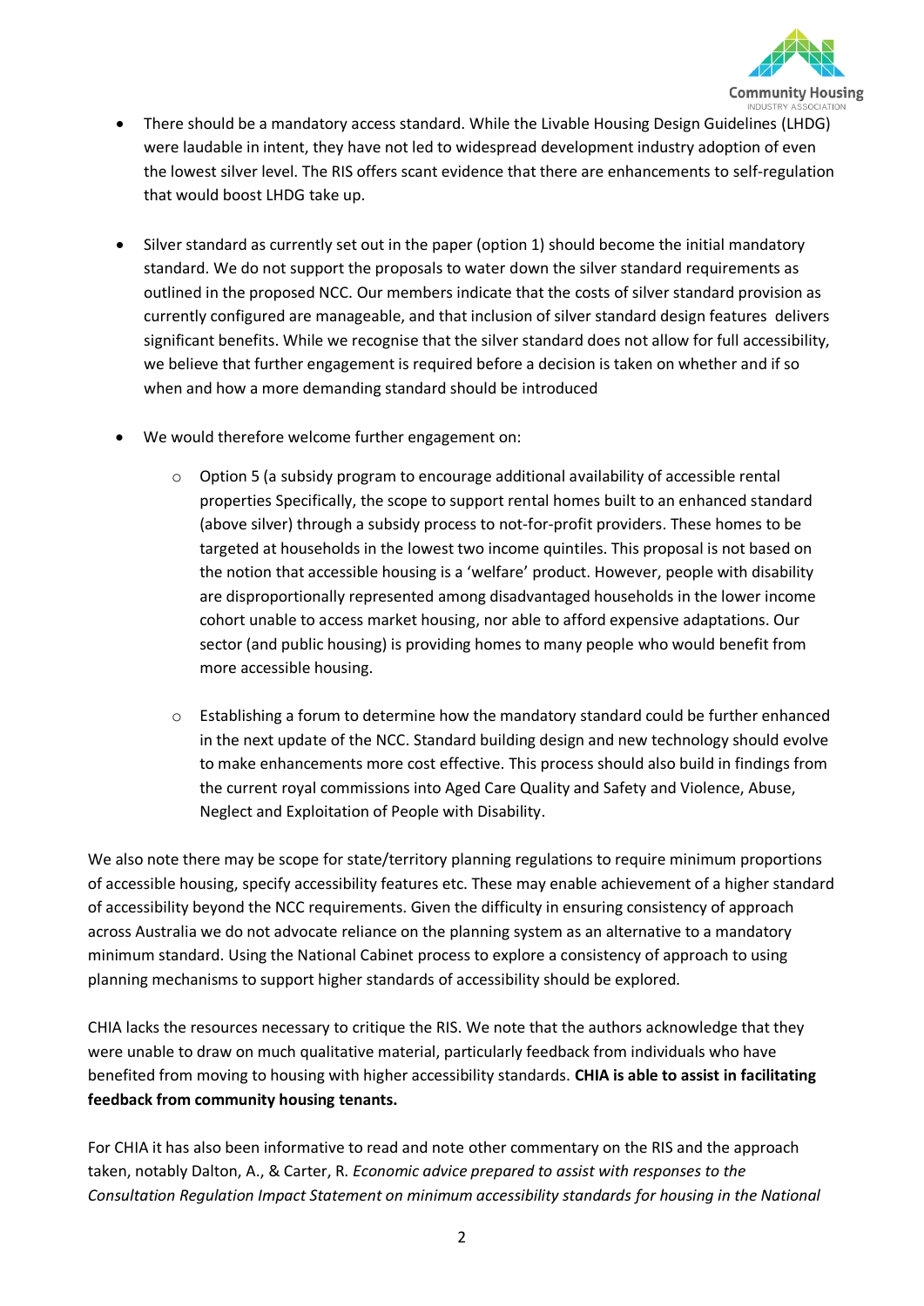- There should be a mandatory access standard. While the Livable Housing Design Guidelines (LHDG) were laudable in intent, they have not led to widespread development industry adoption of even the lowest silver level. The RIS offers scant evidence that there are enhancements to self-regulation that would boost LHDG take up.

- Silver standard as currently set out in the paper (option 1) should become the initial mandatory standard. We do not support the proposals to water down the silver standard requirements as outlined in the proposed NCC. Our members indicate that the costs of silver standard provision as currently configured are manageable, and that inclusion of silver standard design features delivers significant benefits. While we recognise that the silver standard does not allow for full accessibility, we believe that further engagement is required before a decision is taken on whether and if so when and how a more demanding standard should be introduced

- We would therefore welcome further engagement on:

  - Option 5 (a subsidy program to encourage additional availability of accessible rental properties Specifically, the scope to support rental homes built to an enhanced standard (above silver) through a subsidy process to not-for-profit providers. These homes to be targeted at households in the lowest two income quintiles. This proposal is not based on the notion that accessible housing is a 'welfare' product. However, people with disability are disproportionally represented among disadvantaged households in the lower income cohort unable to access market housing, nor able to afford expensive adaptations. Our sector (and public housing) is providing homes to many people who would benefit from more accessible housing.

  - Establishing a forum to determine how the mandatory standard could be further enhanced in the next update of the NCC. Standard building design and new technology should evolve to make enhancements more cost effective. This process should also build in findings from the current royal commissions into Aged Care Quality and Safety and Violence, Abuse, Neglect and Exploitation of People with Disability.

We also note there may be scope for state/territory planning regulations to require minimum proportions of accessible housing, specify accessibility features etc. These may enable achievement of a higher standard of accessibility beyond the NCC requirements. Given the difficulty in ensuring consistency of approach across Australia we do not advocate reliance on the planning system as an alternative to a mandatory minimum standard. Using the National Cabinet process to explore a consistency of approach to using planning mechanisms to support higher standards of accessibility should be explored.

CHIA lacks the resources necessary to critique the RIS. We note that the authors acknowledge that they were unable to draw on much qualitative material, particularly feedback from individuals who have benefited from moving to housing with higher accessibility standards. **CHIA is able to assist in facilitating feedback from community housing tenants.**

For CHIA it has also been informative to read and note other commentary on the RIS and the approach taken, notably Dalton, A., & Carter, R. *Economic advice prepared to assist with responses to the Consultation Regulation Impact Statement on minimum accessibility standards for housing in the National*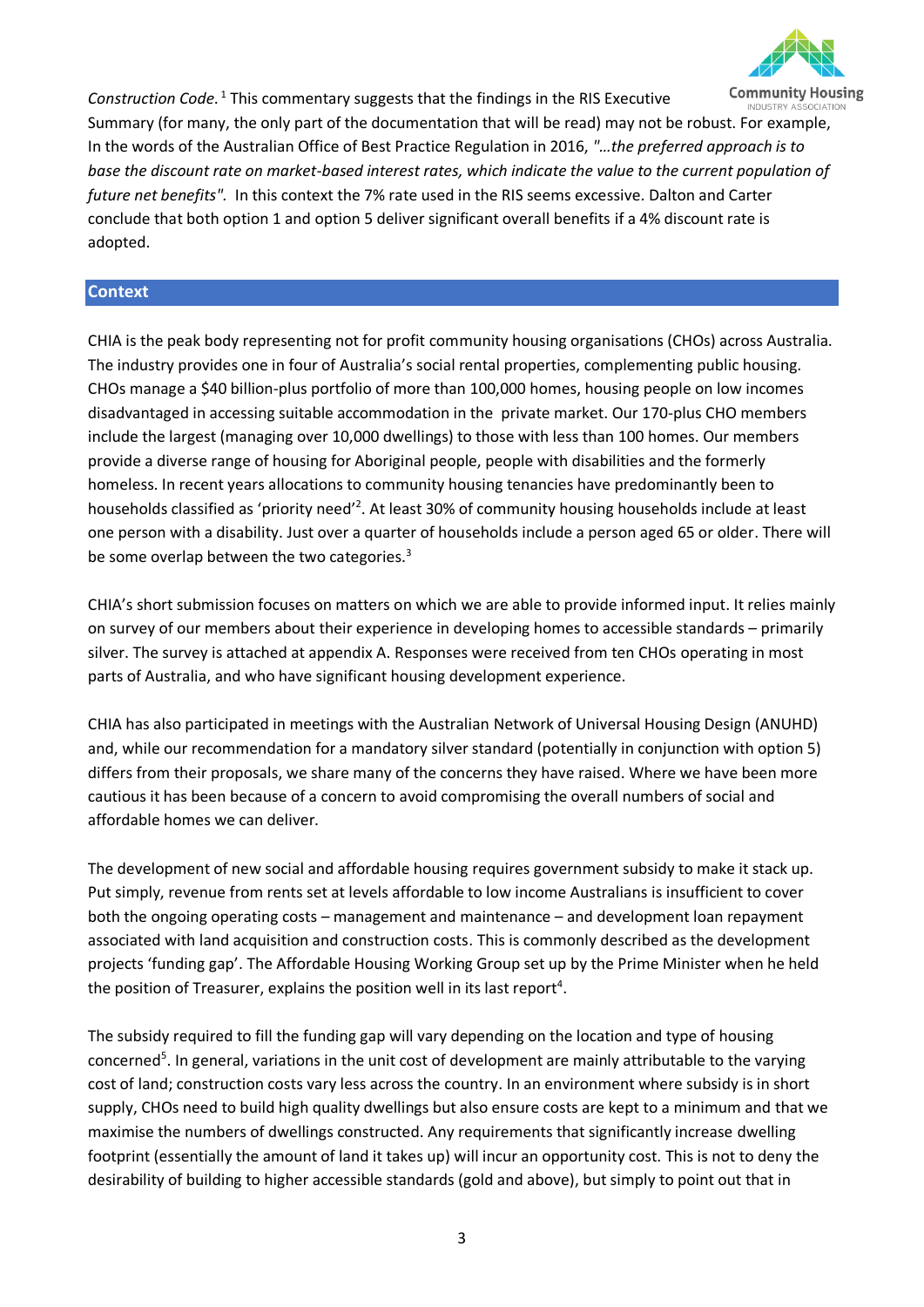*Construction Code*.[1] This commentary suggests that the findings in the RIS Executive Summary (for many, the only part of the documentation that will be read) may not be robust. For example, In the words of the Australian Office of Best Practice Regulation in 2016, *"…the preferred approach is to base the discount rate on market-based interest rates, which indicate the value to the current population of future net benefits".* In this context the 7% rate used in the RIS seems excessive. Dalton and Carter conclude that both option 1 and option 5 deliver significant overall benefits if a 4% discount rate is adopted.

## Context

CHIA is the peak body representing not for profit community housing organisations (CHOs) across Australia. The industry provides one in four of Australia's social rental properties, complementing public housing. CHOs manage a $40 billion-plus portfolio of more than 100,000 homes, housing people on low incomes disadvantaged in accessing suitable accommodation in the private market. Our 170-plus CHO members include the largest (managing over 10,000 dwellings) to those with less than 100 homes. Our members provide a diverse range of housing for Aboriginal people, people with disabilities and the formerly homeless. In recent years allocations to community housing tenancies have predominantly been to households classified as 'priority need'[2]. At least 30% of community housing households include at least one person with a disability. Just over a quarter of households include a person aged 65 or older. There will be some overlap between the two categories.[3]

CHIA's short submission focuses on matters on which we are able to provide informed input. It relies mainly on survey of our members about their experience in developing homes to accessible standards – primarily silver. The survey is attached at appendix A. Responses were received from ten CHOs operating in most parts of Australia, and who have significant housing development experience.

CHIA has also participated in meetings with the Australian Network of Universal Housing Design (ANUHD) and, while our recommendation for a mandatory silver standard (potentially in conjunction with option 5) differs from their proposals, we share many of the concerns they have raised. Where we have been more cautious it has been because of a concern to avoid compromising the overall numbers of social and affordable homes we can deliver.

The development of new social and affordable housing requires government subsidy to make it stack up. Put simply, revenue from rents set at levels affordable to low income Australians is insufficient to cover both the ongoing operating costs – management and maintenance – and development loan repayment associated with land acquisition and construction costs. This is commonly described as the development projects 'funding gap'. The Affordable Housing Working Group set up by the Prime Minister when he held the position of Treasurer, explains the position well in its last report[4].

The subsidy required to fill the funding gap will vary depending on the location and type of housing concerned[5]. In general, variations in the unit cost of development are mainly attributable to the varying cost of land; construction costs vary less across the country. In an environment where subsidy is in short supply, CHOs need to build high quality dwellings but also ensure costs are kept to a minimum and that we maximise the numbers of dwellings constructed. Any requirements that significantly increase dwelling footprint (essentially the amount of land it takes up) will incur an opportunity cost. This is not to deny the desirability of building to higher accessible standards (gold and above), but simply to point out that in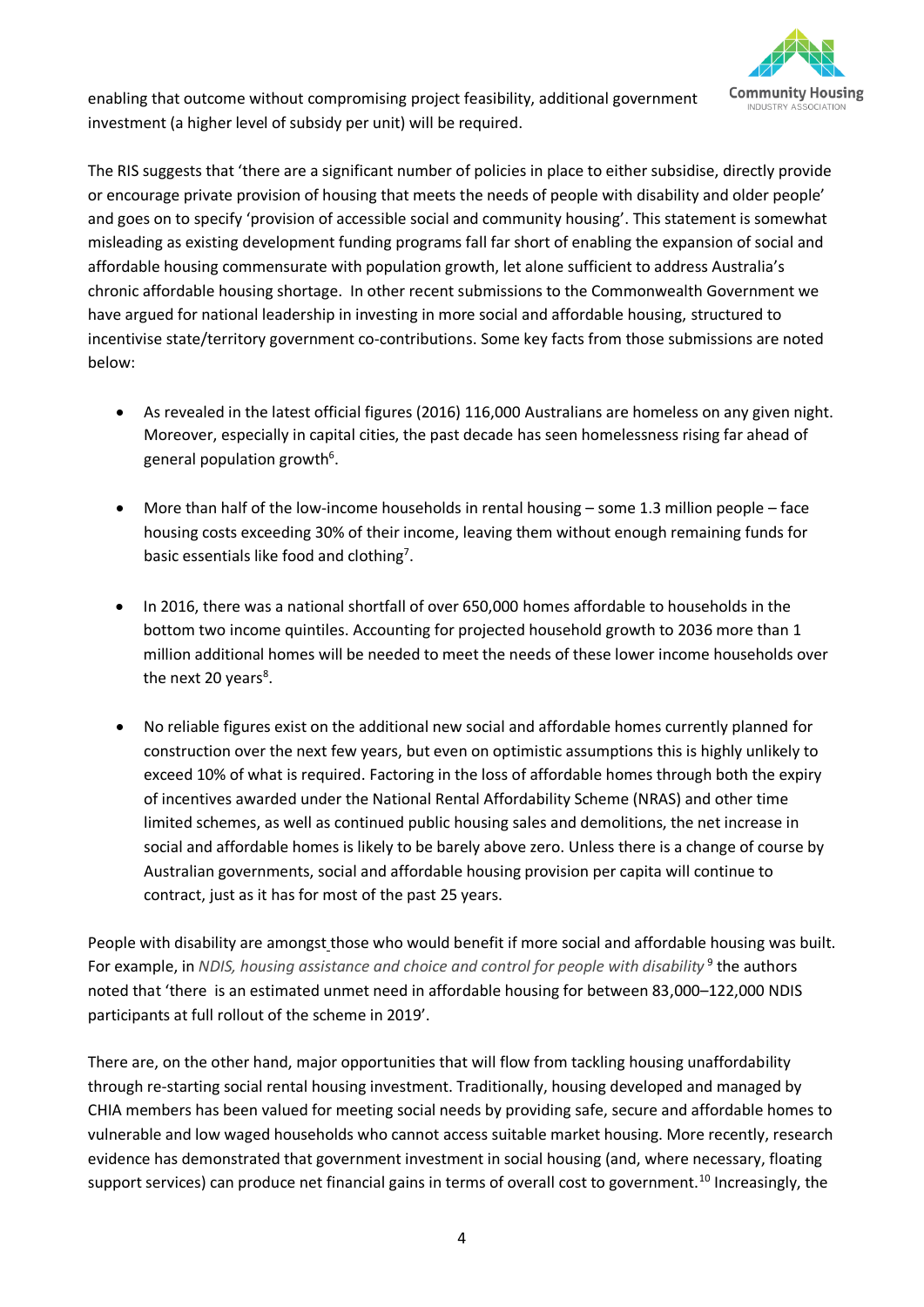enabling that outcome without compromising project feasibility, additional government investment (a higher level of subsidy per unit) will be required.

The RIS suggests that 'there are a significant number of policies in place to either subsidise, directly provide or encourage private provision of housing that meets the needs of people with disability and older people' and goes on to specify 'provision of accessible social and community housing'. This statement is somewhat misleading as existing development funding programs fall far short of enabling the expansion of social and affordable housing commensurate with population growth, let alone sufficient to address Australia's chronic affordable housing shortage. In other recent submissions to the Commonwealth Government we have argued for national leadership in investing in more social and affordable housing, structured to incentivise state/territory government co-contributions. Some key facts from those submissions are noted below:

- As revealed in the latest official figures (2016) 116,000 Australians are homeless on any given night. Moreover, especially in capital cities, the past decade has seen homelessness rising far ahead of general population growth[6].

- More than half of the low-income households in rental housing – some 1.3 million people – face housing costs exceeding 30% of their income, leaving them without enough remaining funds for basic essentials like food and clothing[7].

- In 2016, there was a national shortfall of over 650,000 homes affordable to households in the bottom two income quintiles. Accounting for projected household growth to 2036 more than 1 million additional homes will be needed to meet the needs of these lower income households over the next 20 years[8].

- No reliable figures exist on the additional new social and affordable homes currently planned for construction over the next few years, but even on optimistic assumptions this is highly unlikely to exceed 10% of what is required. Factoring in the loss of affordable homes through both the expiry of incentives awarded under the National Rental Affordability Scheme (NRAS) and other time limited schemes, as well as continued public housing sales and demolitions, the net increase in social and affordable homes is likely to be barely above zero. Unless there is a change of course by Australian governments, social and affordable housing provision per capita will continue to contract, just as it has for most of the past 25 years.

People with disability are amongst those who would benefit if more social and affordable housing was built. For example, in *NDIS, housing assistance and choice and control for people with disability*[9] the authors noted that 'there is an estimated unmet need in affordable housing for between 83,000–122,000 NDIS participants at full rollout of the scheme in 2019'.

There are, on the other hand, major opportunities that will flow from tackling housing unaffordability through re-starting social rental housing investment. Traditionally, housing developed and managed by CHIA members has been valued for meeting social needs by providing safe, secure and affordable homes to vulnerable and low waged households who cannot access suitable market housing. More recently, research evidence has demonstrated that government investment in social housing (and, where necessary, floating support services) can produce net financial gains in terms of overall cost to government.[10] Increasingly, the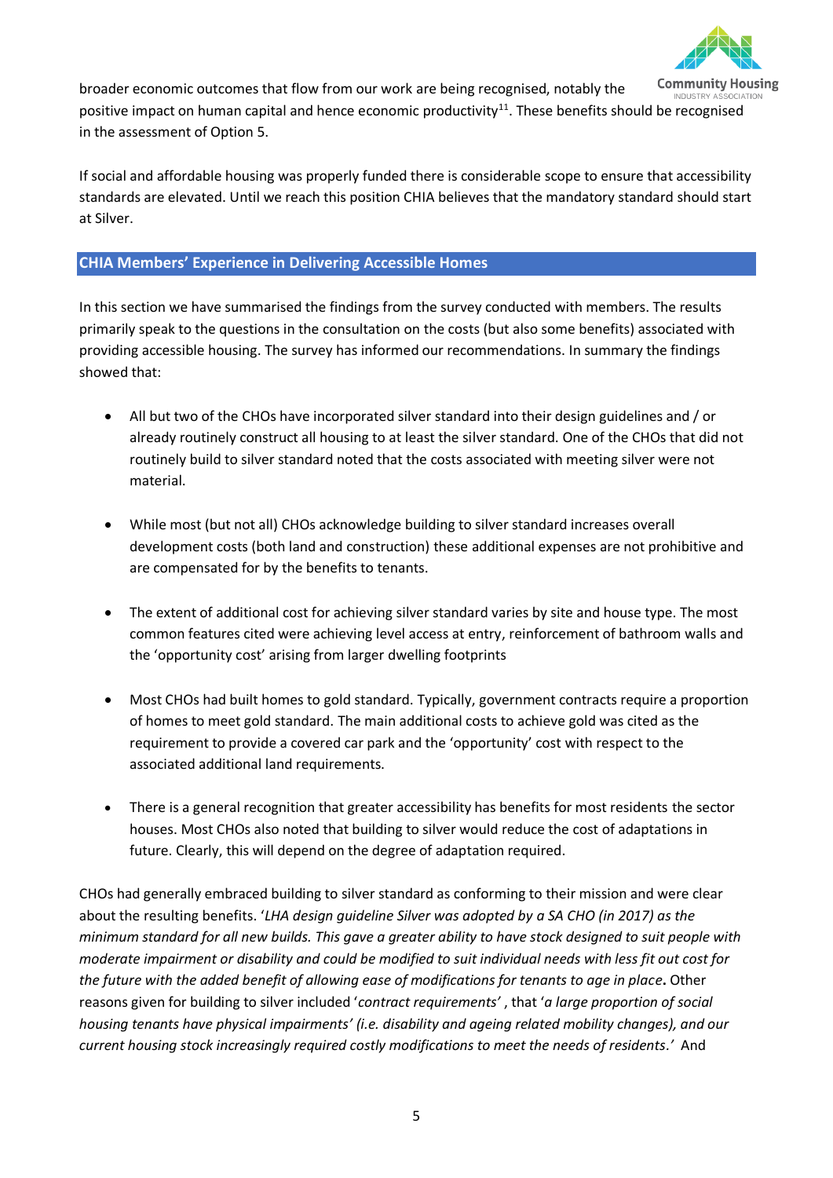broader economic outcomes that flow from our work are being recognised, notably the positive impact on human capital and hence economic productivity[11]. These benefits should be recognised in the assessment of Option 5.

If social and affordable housing was properly funded there is considerable scope to ensure that accessibility standards are elevated. Until we reach this position CHIA believes that the mandatory standard should start at Silver.

## CHIA Members' Experience in Delivering Accessible Homes

In this section we have summarised the findings from the survey conducted with members. The results primarily speak to the questions in the consultation on the costs (but also some benefits) associated with providing accessible housing. The survey has informed our recommendations. In summary the findings showed that:

- All but two of the CHOs have incorporated silver standard into their design guidelines and / or already routinely construct all housing to at least the silver standard. One of the CHOs that did not routinely build to silver standard noted that the costs associated with meeting silver were not material.
- While most (but not all) CHOs acknowledge building to silver standard increases overall development costs (both land and construction) these additional expenses are not prohibitive and are compensated for by the benefits to tenants.
- The extent of additional cost for achieving silver standard varies by site and house type. The most common features cited were achieving level access at entry, reinforcement of bathroom walls and the 'opportunity cost' arising from larger dwelling footprints
- Most CHOs had built homes to gold standard. Typically, government contracts require a proportion of homes to meet gold standard. The main additional costs to achieve gold was cited as the requirement to provide a covered car park and the 'opportunity' cost with respect to the associated additional land requirements.
- There is a general recognition that greater accessibility has benefits for most residents the sector houses. Most CHOs also noted that building to silver would reduce the cost of adaptations in future. Clearly, this will depend on the degree of adaptation required.

CHOs had generally embraced building to silver standard as conforming to their mission and were clear about the resulting benefits. '*LHA design guideline Silver was adopted by a SA CHO (in 2017) as the minimum standard for all new builds. This gave a greater ability to have stock designed to suit people with moderate impairment or disability and could be modified to suit individual needs with less fit out cost for the future with the added benefit of allowing ease of modifications for tenants to age in place***.** Other reasons given for building to silver included '*contract requirements'* , that '*a large proportion of social housing tenants have physical impairments' (i.e. disability and ageing related mobility changes), and our current housing stock increasingly required costly modifications to meet the needs of residents.'* And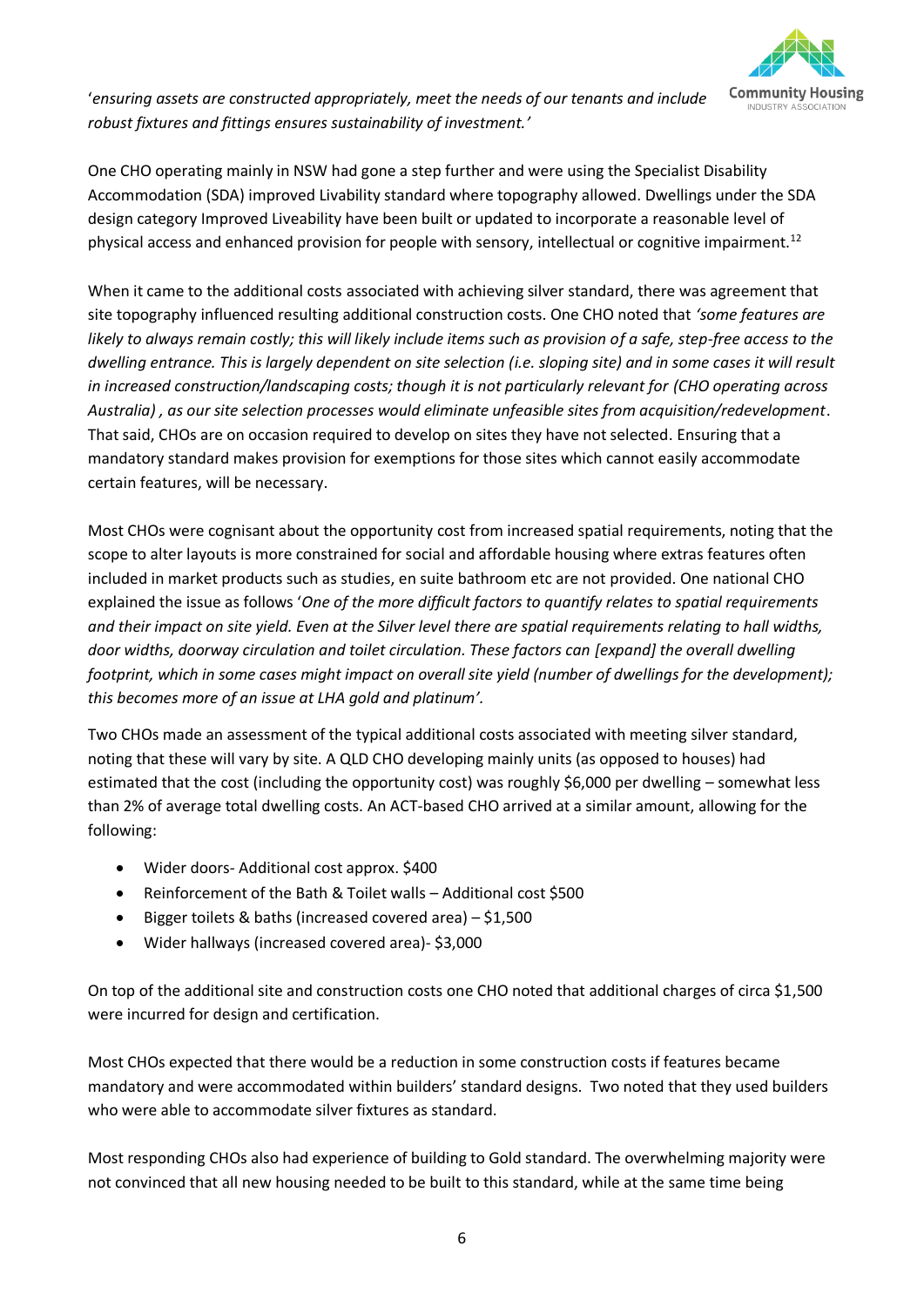'*ensuring assets are constructed appropriately, meet the needs of our tenants and include robust fixtures and fittings ensures sustainability of investment.'*

One CHO operating mainly in NSW had gone a step further and were using the Specialist Disability Accommodation (SDA) improved Livability standard where topography allowed. Dwellings under the SDA design category Improved Liveability have been built or updated to incorporate a reasonable level of physical access and enhanced provision for people with sensory, intellectual or cognitive impairment.[12]

When it came to the additional costs associated with achieving silver standard, there was agreement that site topography influenced resulting additional construction costs. One CHO noted that *'some features are likely to always remain costly; this will likely include items such as provision of a safe, step-free access to the dwelling entrance. This is largely dependent on site selection (i.e. sloping site) and in some cases it will result in increased construction/landscaping costs; though it is not particularly relevant for (CHO operating across Australia) , as our site selection processes would eliminate unfeasible sites from acquisition/redevelopment*. That said, CHOs are on occasion required to develop on sites they have not selected. Ensuring that a mandatory standard makes provision for exemptions for those sites which cannot easily accommodate certain features, will be necessary.

Most CHOs were cognisant about the opportunity cost from increased spatial requirements, noting that the scope to alter layouts is more constrained for social and affordable housing where extras features often included in market products such as studies, en suite bathroom etc are not provided. One national CHO explained the issue as follows '*One of the more difficult factors to quantify relates to spatial requirements and their impact on site yield. Even at the Silver level there are spatial requirements relating to hall widths, door widths, doorway circulation and toilet circulation. These factors can [expand] the overall dwelling footprint, which in some cases might impact on overall site yield (number of dwellings for the development); this becomes more of an issue at LHA gold and platinum'*.

Two CHOs made an assessment of the typical additional costs associated with meeting silver standard, noting that these will vary by site. A QLD CHO developing mainly units (as opposed to houses) had estimated that the cost (including the opportunity cost) was roughly $6,000 per dwelling – somewhat less than 2% of average total dwelling costs. An ACT-based CHO arrived at a similar amount, allowing for the following:

- Wider doors- Additional cost approx. $400
- Reinforcement of the Bath & Toilet walls – Additional cost $500
- Bigger toilets & baths (increased covered area) – $1,500
- Wider hallways (increased covered area)- $3,000

On top of the additional site and construction costs one CHO noted that additional charges of circa $1,500 were incurred for design and certification.

Most CHOs expected that there would be a reduction in some construction costs if features became mandatory and were accommodated within builders' standard designs. Two noted that they used builders who were able to accommodate silver fixtures as standard.

Most responding CHOs also had experience of building to Gold standard. The overwhelming majority were not convinced that all new housing needed to be built to this standard, while at the same time being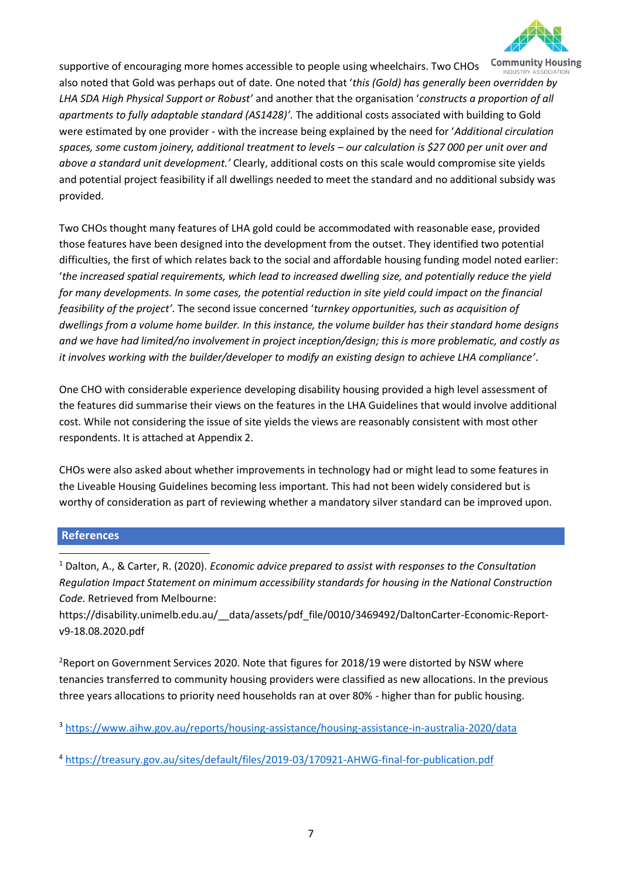supportive of encouraging more homes accessible to people using wheelchairs. Two CHOs also noted that Gold was perhaps out of date. One noted that '*this (Gold) has generally been overridden by LHA SDA High Physical Support or Robust*' and another that the organisation '*constructs a proportion of all apartments to fully adaptable standard (AS1428)*'. The additional costs associated with building to Gold were estimated by one provider - with the increase being explained by the need for '*Additional circulation spaces, some custom joinery, additional treatment to levels – our calculation is $27 000 per unit over and above a standard unit development.*' Clearly, additional costs on this scale would compromise site yields and potential project feasibility if all dwellings needed to meet the standard and no additional subsidy was provided.

Two CHOs thought many features of LHA gold could be accommodated with reasonable ease, provided those features have been designed into the development from the outset. They identified two potential difficulties, the first of which relates back to the social and affordable housing funding model noted earlier: '*the increased spatial requirements, which lead to increased dwelling size, and potentially reduce the yield for many developments. In some cases, the potential reduction in site yield could impact on the financial feasibility of the project*'. The second issue concerned '*turnkey opportunities, such as acquisition of dwellings from a volume home builder. In this instance, the volume builder has their standard home designs and we have had limited/no involvement in project inception/design; this is more problematic, and costly as it involves working with the builder/developer to modify an existing design to achieve LHA compliance*'.

One CHO with considerable experience developing disability housing provided a high level assessment of the features did summarise their views on the features in the LHA Guidelines that would involve additional cost. While not considering the issue of site yields the views are reasonably consistent with most other respondents. It is attached at Appendix 2.

CHOs were also asked about whether improvements in technology had or might lead to some features in the Liveable Housing Guidelines becoming less important. This had not been widely considered but is worthy of consideration as part of reviewing whether a mandatory silver standard can be improved upon.

## References

[1] Dalton, A., & Carter, R. (2020). *Economic advice prepared to assist with responses to the Consultation Regulation Impact Statement on minimum accessibility standards for housing in the National Construction Code*. Retrieved from Melbourne: https://disability.unimelb.edu.au/__data/assets/pdf_file/0010/3469492/DaltonCarter-Economic-Report-v9-18.08.2020.pdf

[2] Report on Government Services 2020. Note that figures for 2018/19 were distorted by NSW where tenancies transferred to community housing providers were classified as new allocations. In the previous three years allocations to priority need households ran at over 80% - higher than for public housing.

[3] https://www.aihw.gov.au/reports/housing-assistance/housing-assistance-in-australia-2020/data

[4] https://treasury.gov.au/sites/default/files/2019-03/170921-AHWG-final-for-publication.pdf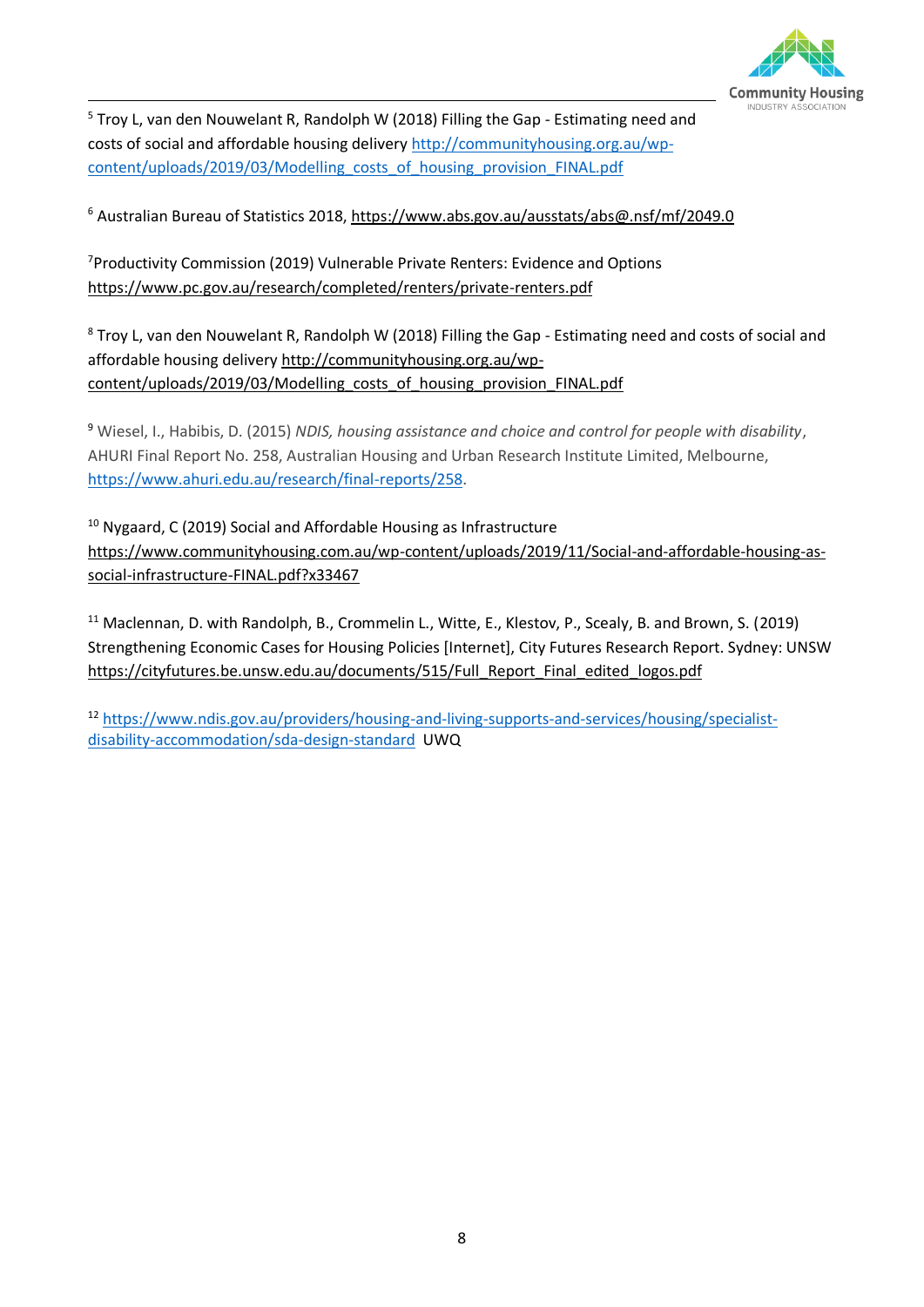[5] Troy L, van den Nouwelant R, Randolph W (2018) Filling the Gap - Estimating need and costs of social and affordable housing delivery http://communityhousing.org.au/wp-content/uploads/2019/03/Modelling_costs_of_housing_provision_FINAL.pdf

[6] Australian Bureau of Statistics 2018, https://www.abs.gov.au/ausstats/abs@.nsf/mf/2049.0

[7] Productivity Commission (2019) Vulnerable Private Renters: Evidence and Options https://www.pc.gov.au/research/completed/renters/private-renters.pdf

[8] Troy L, van den Nouwelant R, Randolph W (2018) Filling the Gap - Estimating need and costs of social and affordable housing delivery http://communityhousing.org.au/wp-content/uploads/2019/03/Modelling_costs_of_housing_provision_FINAL.pdf

[9] Wiesel, I., Habibis, D. (2015) *NDIS, housing assistance and choice and control for people with disability*, AHURI Final Report No. 258, Australian Housing and Urban Research Institute Limited, Melbourne, https://www.ahuri.edu.au/research/final-reports/258.

[10] Nygaard, C (2019) Social and Affordable Housing as Infrastructure https://www.communityhousing.com.au/wp-content/uploads/2019/11/Social-and-affordable-housing-as-social-infrastructure-FINAL.pdf?x33467

[11] Maclennan, D. with Randolph, B., Crommelin L., Witte, E., Klestov, P., Scealy, B. and Brown, S. (2019) Strengthening Economic Cases for Housing Policies [Internet], City Futures Research Report. Sydney: UNSW https://cityfutures.be.unsw.edu.au/documents/515/Full_Report_Final_edited_logos.pdf

[12] https://www.ndis.gov.au/providers/housing-and-living-supports-and-services/housing/specialist-disability-accommodation/sda-design-standard UWQ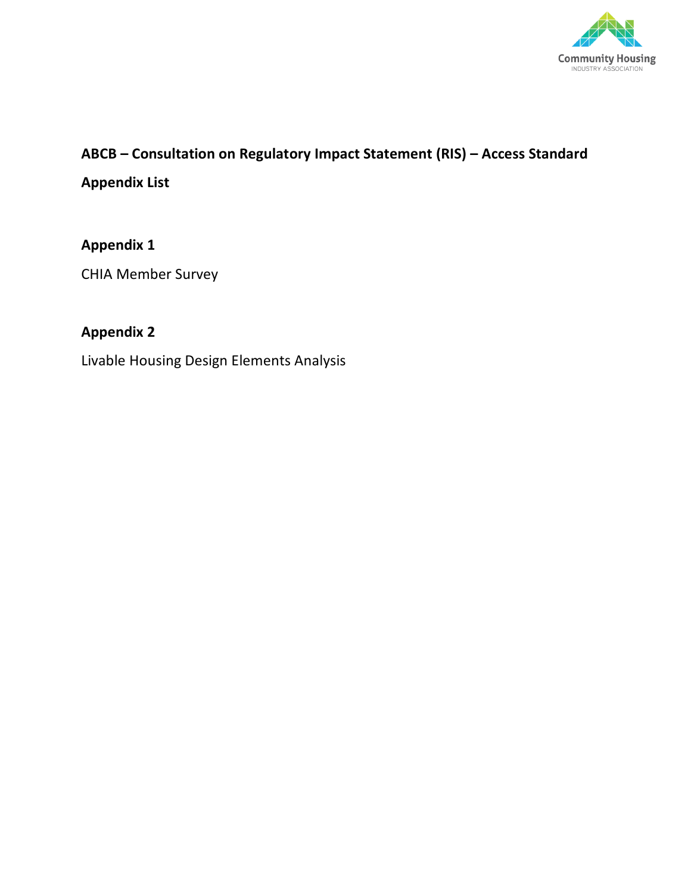**ABCB – Consultation on Regulatory Impact Statement (RIS) – Access Standard**

**Appendix List**

**Appendix 1**

CHIA Member Survey

**Appendix 2**

Livable Housing Design Elements Analysis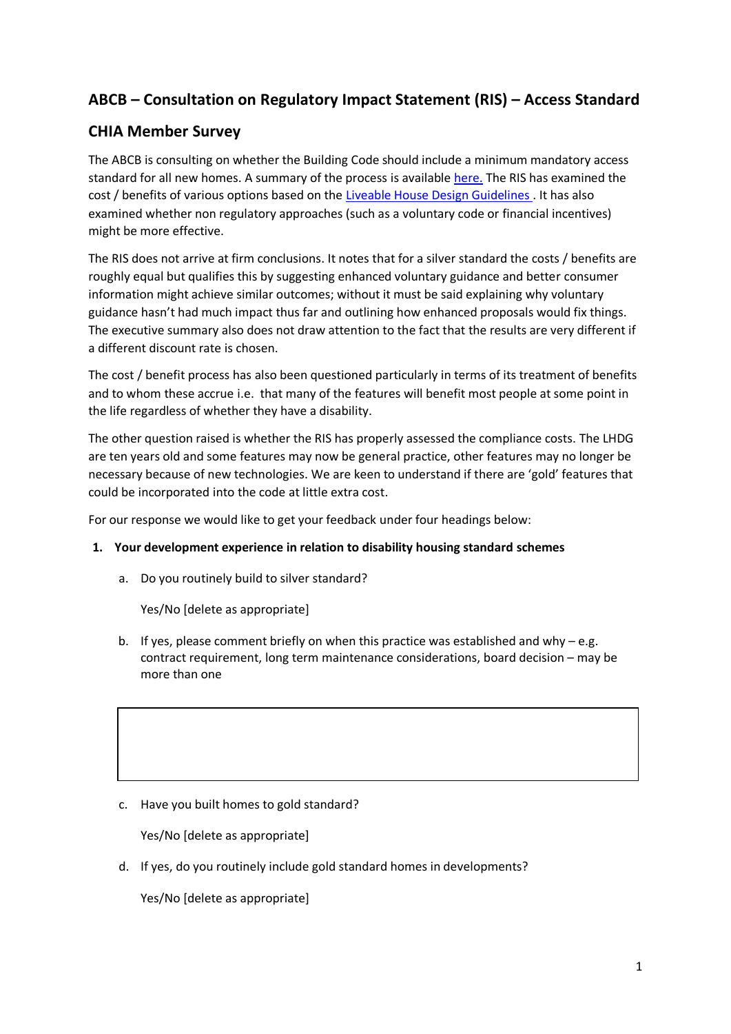## ABCB – Consultation on Regulatory Impact Statement (RIS) – Access Standard

## CHIA Member Survey

The ABCB is consulting on whether the Building Code should include a minimum mandatory access standard for all new homes. A summary of the process is available here. The RIS has examined the cost / benefits of various options based on the Liveable House Design Guidelines . It has also examined whether non regulatory approaches (such as a voluntary code or financial incentives) might be more effective.

The RIS does not arrive at firm conclusions. It notes that for a silver standard the costs / benefits are roughly equal but qualifies this by suggesting enhanced voluntary guidance and better consumer information might achieve similar outcomes; without it must be said explaining why voluntary guidance hasn't had much impact thus far and outlining how enhanced proposals would fix things. The executive summary also does not draw attention to the fact that the results are very different if a different discount rate is chosen.

The cost / benefit process has also been questioned particularly in terms of its treatment of benefits and to whom these accrue i.e. that many of the features will benefit most people at some point in the life regardless of whether they have a disability.

The other question raised is whether the RIS has properly assessed the compliance costs. The LHDG are ten years old and some features may now be general practice, other features may no longer be necessary because of new technologies. We are keen to understand if there are 'gold' features that could be incorporated into the code at little extra cost.

For our response we would like to get your feedback under four headings below:

1. **Your development experience in relation to disability housing standard schemes**

   a. Do you routinely build to silver standard?

      Yes/No [delete as appropriate]

   b. If yes, please comment briefly on when this practice was established and why – e.g. contract requirement, long term maintenance considerations, board decision – may be more than one

   | |
   |---|
   | |

   c. Have you built homes to gold standard?

      Yes/No [delete as appropriate]

   d. If yes, do you routinely include gold standard homes in developments?

      Yes/No [delete as appropriate]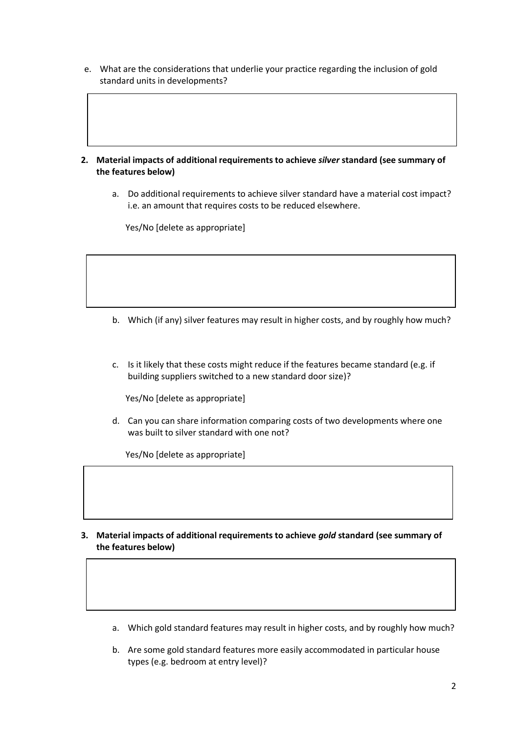e. What are the considerations that underlie your practice regarding the inclusion of gold standard units in developments?

**2. Material impacts of additional requirements to achieve *silver* standard (see summary of the features below)**

a. Do additional requirements to achieve silver standard have a material cost impact? i.e. an amount that requires costs to be reduced elsewhere.

Yes/No [delete as appropriate]

b. Which (if any) silver features may result in higher costs, and by roughly how much?

c. Is it likely that these costs might reduce if the features became standard (e.g. if building suppliers switched to a new standard door size)?

Yes/No [delete as appropriate]

d. Can you can share information comparing costs of two developments where one was built to silver standard with one not?

Yes/No [delete as appropriate]

**3. Material impacts of additional requirements to achieve *gold* standard (see summary of the features below)**

a. Which gold standard features may result in higher costs, and by roughly how much?

b. Are some gold standard features more easily accommodated in particular house types (e.g. bedroom at entry level)?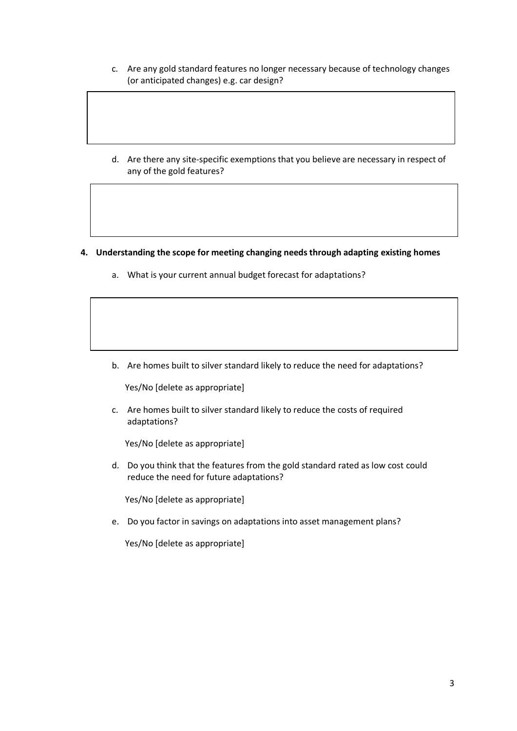c. Are any gold standard features no longer necessary because of technology changes (or anticipated changes) e.g. car design?

d. Are there any site-specific exemptions that you believe are necessary in respect of any of the gold features?

**4. Understanding the scope for meeting changing needs through adapting existing homes**

a. What is your current annual budget forecast for adaptations?

b. Are homes built to silver standard likely to reduce the need for adaptations?

Yes/No [delete as appropriate]

c. Are homes built to silver standard likely to reduce the costs of required adaptations?

Yes/No [delete as appropriate]

d. Do you think that the features from the gold standard rated as low cost could reduce the need for future adaptations?

Yes/No [delete as appropriate]

e. Do you factor in savings on adaptations into asset management plans?

Yes/No [delete as appropriate]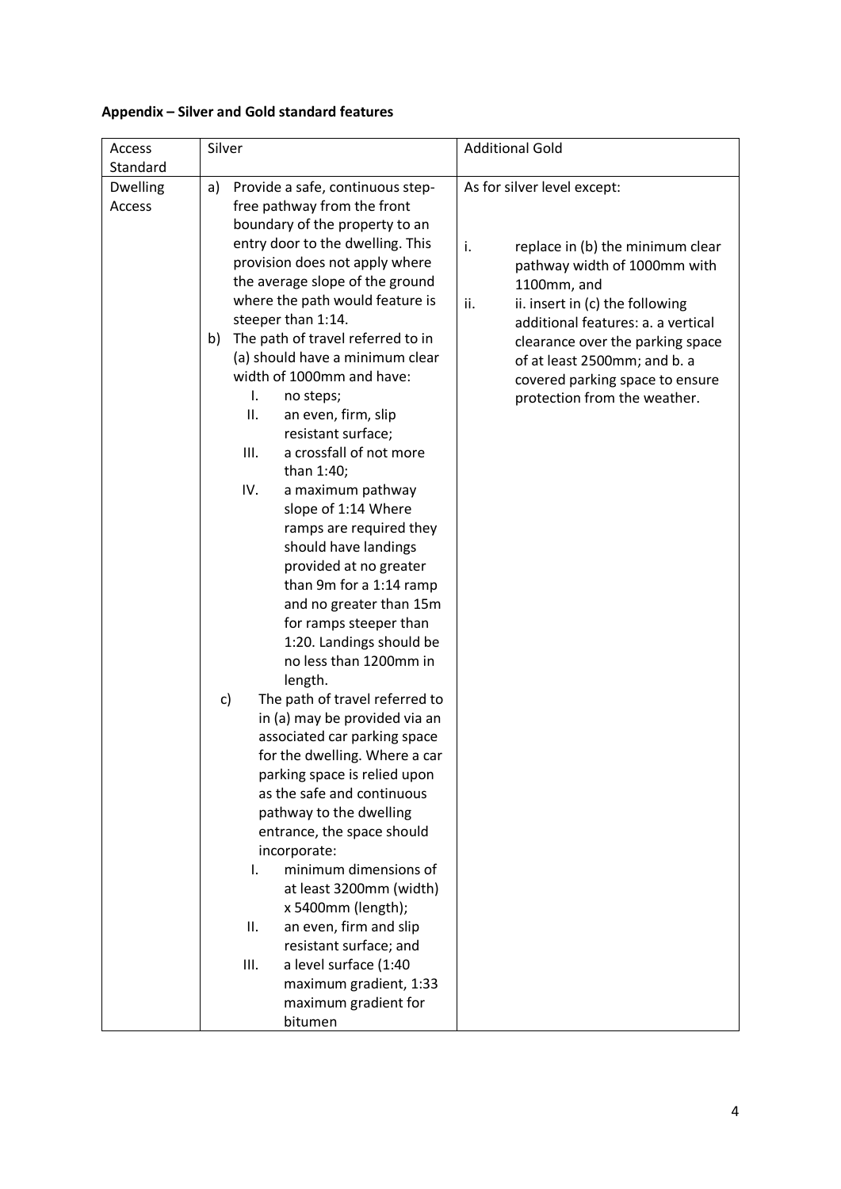**Appendix – Silver and Gold standard features**

| Access Standard | Silver | Additional Gold |
|---|---|---|
| Dwelling Access | a) Provide a safe, continuous step-free pathway from the front boundary of the property to an entry door to the dwelling. This provision does not apply where the average slope of the ground where the path would feature is steeper than 1:14.<br>b) The path of travel referred to in (a) should have a minimum clear width of 1000mm and have:<br>I. no steps;<br>II. an even, firm, slip resistant surface;<br>III. a crossfall of not more than 1:40;<br>IV. a maximum pathway slope of 1:14 Where ramps are required they should have landings provided at no greater than 9m for a 1:14 ramp and no greater than 15m for ramps steeper than 1:20. Landings should be no less than 1200mm in length.<br>c) The path of travel referred to in (a) may be provided via an associated car parking space for the dwelling. Where a car parking space is relied upon as the safe and continuous pathway to the dwelling entrance, the space should incorporate:<br>I. minimum dimensions of at least 3200mm (width) x 5400mm (length);<br>II. an even, firm and slip resistant surface; and<br>III. a level surface (1:40 maximum gradient, 1:33 maximum gradient for bitumen | As for silver level except:<br><br>i. replace in (b) the minimum clear pathway width of 1000mm with 1100mm, and<br>ii. ii. insert in (c) the following additional features: a. a vertical clearance over the parking space of at least 2500mm; and b. a covered parking space to ensure protection from the weather. |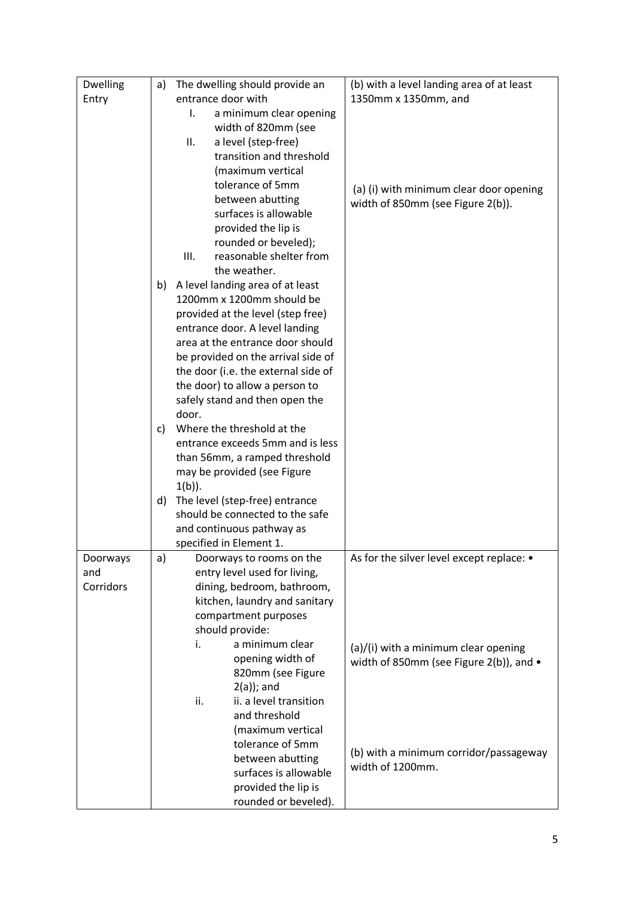| | | |
|---|---|---|
| Dwelling Entry | a) The dwelling should provide an entrance door with<br>I. a minimum clear opening width of 820mm (see<br>II. a level (step-free) transition and threshold (maximum vertical tolerance of 5mm between abutting surfaces is allowable provided the lip is rounded or beveled);<br>III. reasonable shelter from the weather.<br>b) A level landing area of at least 1200mm x 1200mm should be provided at the level (step free) entrance door. A level landing area at the entrance door should be provided on the arrival side of the door (i.e. the external side of the door) to allow a person to safely stand and then open the door.<br>c) Where the threshold at the entrance exceeds 5mm and is less than 56mm, a ramped threshold may be provided (see Figure 1(b)).<br>d) The level (step-free) entrance should be connected to the safe and continuous pathway as specified in Element 1. | (b) with a level landing area of at least 1350mm x 1350mm, and<br><br>(a) (i) with minimum clear door opening width of 850mm (see Figure 2(b)). |
| Doorways and Corridors | a) Doorways to rooms on the entry level used for living, dining, bedroom, bathroom, kitchen, laundry and sanitary compartment purposes should provide:<br>i. a minimum clear opening width of 820mm (see Figure 2(a)); and<br>ii. ii. a level transition and threshold (maximum vertical tolerance of 5mm between abutting surfaces is allowable provided the lip is rounded or beveled). | As for the silver level except replace: •<br><br>(a)/(i) with a minimum clear opening width of 850mm (see Figure 2(b)), and •<br><br>(b) with a minimum corridor/passageway width of 1200mm. |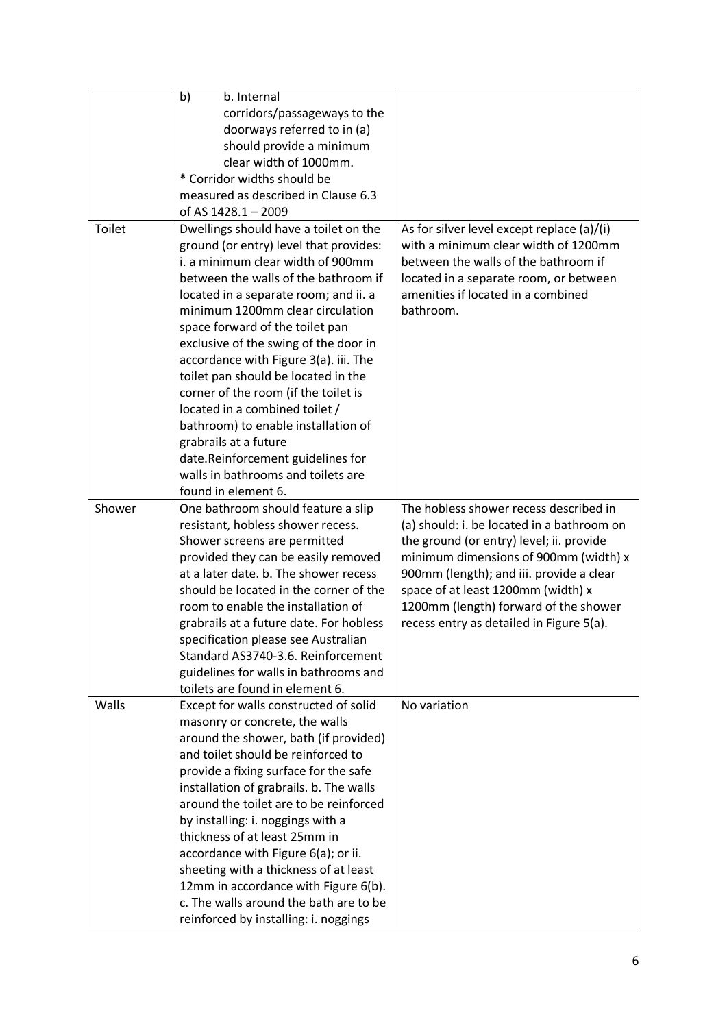| | | |
|---|---|---|
| | b) b. Internal corridors/passageways to the doorways referred to in (a) should provide a minimum clear width of 1000mm.<br>* Corridor widths should be measured as described in Clause 6.3 of AS 1428.1 – 2009 | |
| Toilet | Dwellings should have a toilet on the ground (or entry) level that provides: i. a minimum clear width of 900mm between the walls of the bathroom if located in a separate room; and ii. a minimum 1200mm clear circulation space forward of the toilet pan exclusive of the swing of the door in accordance with Figure 3(a). iii. The toilet pan should be located in the corner of the room (if the toilet is located in a combined toilet / bathroom) to enable installation of grabrails at a future date.Reinforcement guidelines for walls in bathrooms and toilets are found in element 6. | As for silver level except replace (a)/(i) with a minimum clear width of 1200mm between the walls of the bathroom if located in a separate room, or between amenities if located in a combined bathroom. |
| Shower | One bathroom should feature a slip resistant, hobless shower recess. Shower screens are permitted provided they can be easily removed at a later date. b. The shower recess should be located in the corner of the room to enable the installation of grabrails at a future date. For hobless specification please see Australian Standard AS3740-3.6. Reinforcement guidelines for walls in bathrooms and toilets are found in element 6. | The hobless shower recess described in (a) should: i. be located in a bathroom on the ground (or entry) level; ii. provide minimum dimensions of 900mm (width) x 900mm (length); and iii. provide a clear space of at least 1200mm (width) x 1200mm (length) forward of the shower recess entry as detailed in Figure 5(a). |
| Walls | Except for walls constructed of solid masonry or concrete, the walls around the shower, bath (if provided) and toilet should be reinforced to provide a fixing surface for the safe installation of grabrails. b. The walls around the toilet are to be reinforced by installing: i. noggings with a thickness of at least 25mm in accordance with Figure 6(a); or ii. sheeting with a thickness of at least 12mm in accordance with Figure 6(b). c. The walls around the bath are to be reinforced by installing: i. noggings | No variation |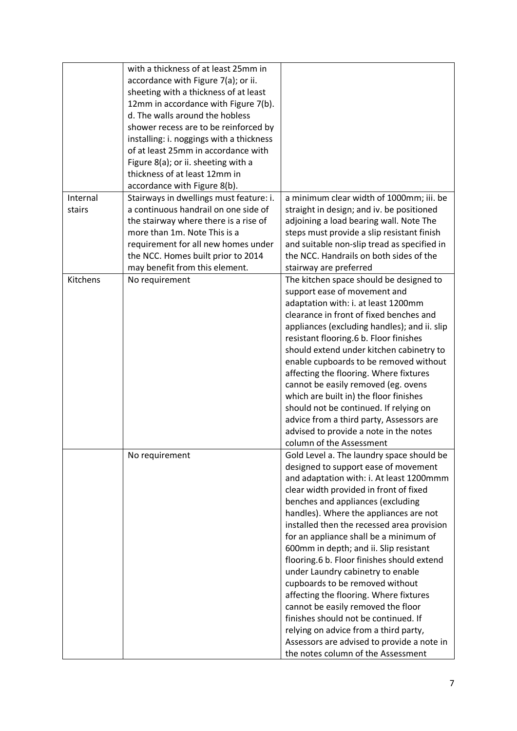| | | |
|---|---|---|
| | with a thickness of at least 25mm in accordance with Figure 7(a); or ii. sheeting with a thickness of at least 12mm in accordance with Figure 7(b). d. The walls around the hobless shower recess are to be reinforced by installing: i. noggings with a thickness of at least 25mm in accordance with Figure 8(a); or ii. sheeting with a thickness of at least 12mm in accordance with Figure 8(b). | |
| Internal stairs | Stairways in dwellings must feature: i. a continuous handrail on one side of the stairway where there is a rise of more than 1m. Note This is a requirement for all new homes under the NCC. Homes built prior to 2014 may benefit from this element. | a minimum clear width of 1000mm; iii. be straight in design; and iv. be positioned adjoining a load bearing wall. Note The steps must provide a slip resistant finish and suitable non-slip tread as specified in the NCC. Handrails on both sides of the stairway are preferred |
| Kitchens | No requirement | The kitchen space should be designed to support ease of movement and adaptation with: i. at least 1200mm clearance in front of fixed benches and appliances (excluding handles); and ii. slip resistant flooring.6 b. Floor finishes should extend under kitchen cabinetry to enable cupboards to be removed without affecting the flooring. Where fixtures cannot be easily removed (eg. ovens which are built in) the floor finishes should not be continued. If relying on advice from a third party, Assessors are advised to provide a note in the notes column of the Assessment |
| | No requirement | Gold Level a. The laundry space should be designed to support ease of movement and adaptation with: i. At least 1200mmm clear width provided in front of fixed benches and appliances (excluding handles). Where the appliances are not installed then the recessed area provision for an appliance shall be a minimum of 600mm in depth; and ii. Slip resistant flooring.6 b. Floor finishes should extend under Laundry cabinetry to enable cupboards to be removed without affecting the flooring. Where fixtures cannot be easily removed the floor finishes should not be continued. If relying on advice from a third party, Assessors are advised to provide a note in the notes column of the Assessment |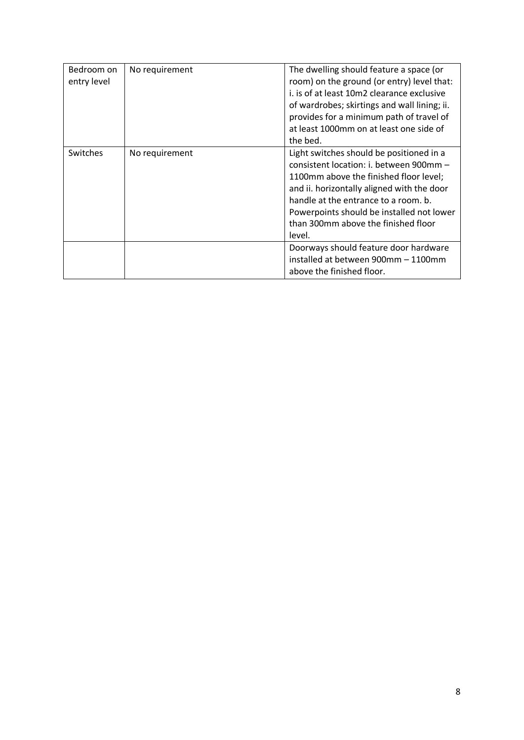| | | |
|---|---|---|
| Bedroom on entry level | No requirement | The dwelling should feature a space (or room) on the ground (or entry) level that: i. is of at least 10m2 clearance exclusive of wardrobes; skirtings and wall lining; ii. provides for a minimum path of travel of at least 1000mm on at least one side of the bed. |
| Switches | No requirement | Light switches should be positioned in a consistent location: i. between 900mm – 1100mm above the finished floor level; and ii. horizontally aligned with the door handle at the entrance to a room. b. Powerpoints should be installed not lower than 300mm above the finished floor level. |
| | | Doorways should feature door hardware installed at between 900mm – 1100mm above the finished floor. |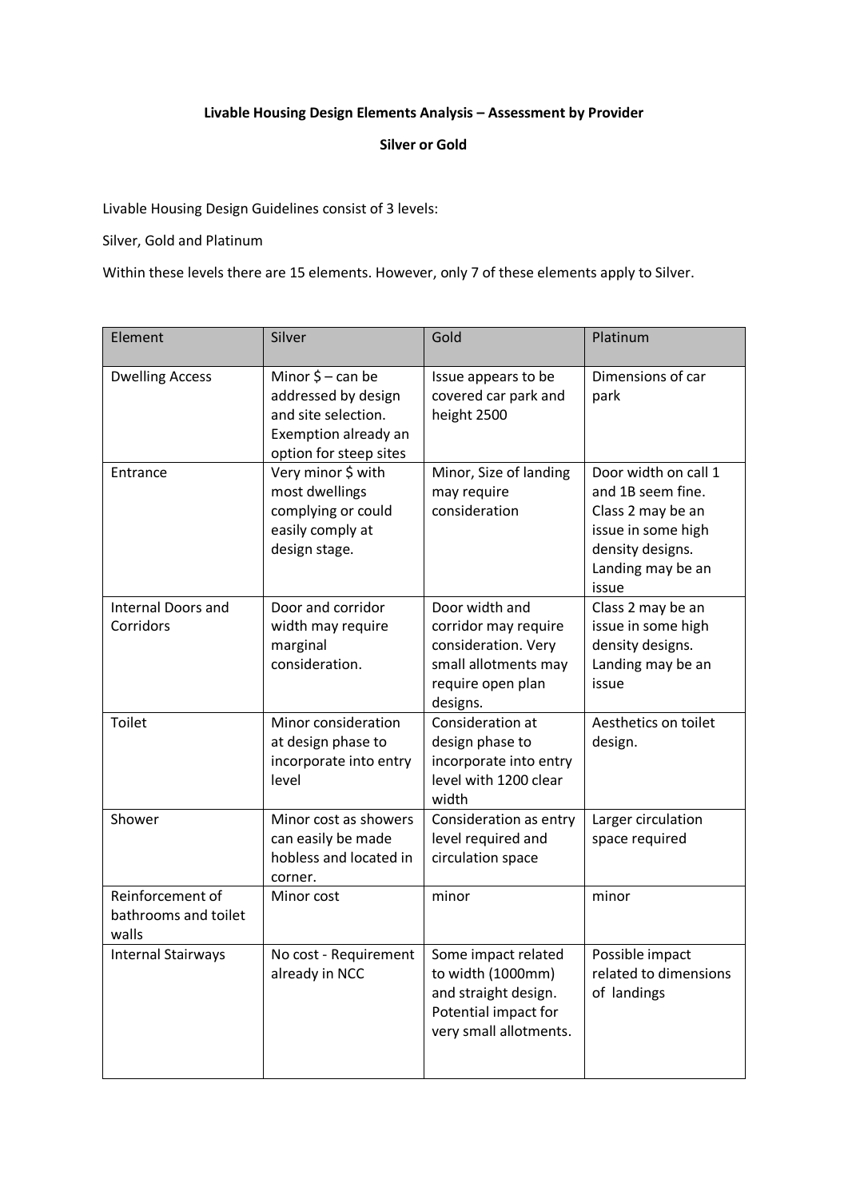**Livable Housing Design Elements Analysis – Assessment by Provider**

**Silver or Gold**

Livable Housing Design Guidelines consist of 3 levels:

Silver, Gold and Platinum

Within these levels there are 15 elements. However, only 7 of these elements apply to Silver.

| Element | Silver | Gold | Platinum |
|---|---|---|---|
| Dwelling Access | Minor $ – can be addressed by design and site selection. Exemption already an option for steep sites | Issue appears to be covered car park and height 2500 | Dimensions of car park |
| Entrance | Very minor $ with most dwellings complying or could easily comply at design stage. | Minor, Size of landing may require consideration | Door width on call 1 and 1B seem fine. Class 2 may be an issue in some high density designs. Landing may be an issue |
| Internal Doors and Corridors | Door and corridor width may require marginal consideration. | Door width and corridor may require consideration. Very small allotments may require open plan designs. | Class 2 may be an issue in some high density designs. Landing may be an issue |
| Toilet | Minor consideration at design phase to incorporate into entry level | Consideration at design phase to incorporate into entry level with 1200 clear width | Aesthetics on toilet design. |
| Shower | Minor cost as showers can easily be made hobless and located in corner. | Consideration as entry level required and circulation space | Larger circulation space required |
| Reinforcement of bathrooms and toilet walls | Minor cost | minor | minor |
| Internal Stairways | No cost - Requirement already in NCC | Some impact related to width (1000mm) and straight design. Potential impact for very small allotments. | Possible impact related to dimensions of landings |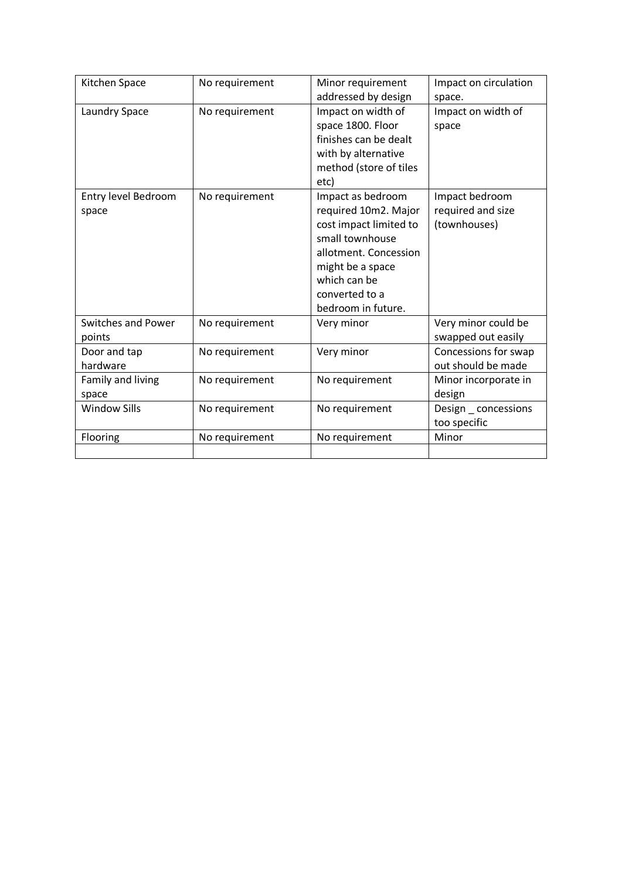| | | | |
|---|---|---|---|
| Kitchen Space | No requirement | Minor requirement addressed by design | Impact on circulation space. |
| Laundry Space | No requirement | Impact on width of space 1800. Floor finishes can be dealt with by alternative method (store of tiles etc) | Impact on width of space |
| Entry level Bedroom space | No requirement | Impact as bedroom required 10m2. Major cost impact limited to small townhouse allotment. Concession might be a space which can be converted to a bedroom in future. | Impact bedroom required and size (townhouses) |
| Switches and Power points | No requirement | Very minor | Very minor could be swapped out easily |
| Door and tap hardware | No requirement | Very minor | Concessions for swap out should be made |
| Family and living space | No requirement | No requirement | Minor incorporate in design |
| Window Sills | No requirement | No requirement | Design _ concessions too specific |
| Flooring | No requirement | No requirement | Minor |
| | | | |